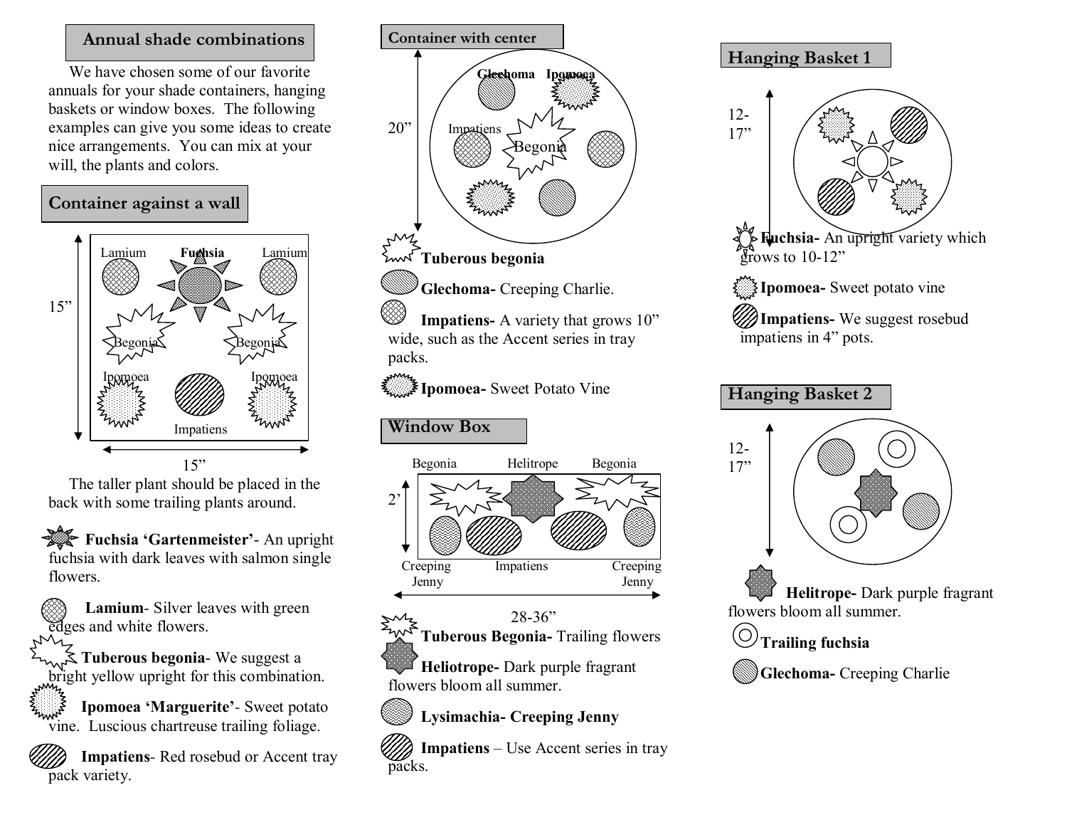## Annual shade combinations

We have chosen some of our favorite annuals for your shade containers, hanging baskets or window boxes. The following examples can give you some ideas to create nice arrangements. You can mix at your will, the plants and colors.

## Container against a wall

Lamium Fuchsia Lamium

Begonia Begonia

Ipomoea Ipomoea

Impatiens

15”

15”

The taller plant should be placed in the back with some trailing plants around.

**Fuchsia ‘Gartenmeister’**- An upright fuchsia with dark leaves with salmon single flowers.

**Lamium**- Silver leaves with green edges and white flowers.

**Tuberous begonia**- We suggest a bright yellow upright for this combination.

**Ipomoea ‘Marguerite’**- Sweet potato vine. Luscious chartreuse trailing foliage.

**Impatiens**- Red rosebud or Accent tray pack variety.

## Container with center

Glechoma Ipomoea

Impatiens

Begonia

20”

**Tuberous begonia**

**Glechoma-** Creeping Charlie.

**Impatiens-** A variety that grows 10” wide, such as the Accent series in tray packs.

**Ipomoea-** Sweet Potato Vine

## Window Box

Begonia Helitrope Begonia

2’

Creeping Jenny Impatiens Creeping Jenny

28-36”

**Tuberous Begonia-** Trailing flowers

**Heliotrope-** Dark purple fragrant flowers bloom all summer.

**Lysimachia- Creeping Jenny**

**Impatiens** – Use Accent series in tray packs.

## Hanging Basket 1

12-17”

**Fuchsia-** An upright variety which grows to 10-12”

**Ipomoea-** Sweet potato vine

**Impatiens-** We suggest rosebud impatiens in 4” pots.

## Hanging Basket 2

12-17”

**Helitrope-** Dark purple fragrant flowers bloom all summer.

**Trailing fuchsia**

**Glechoma-** Creeping Charlie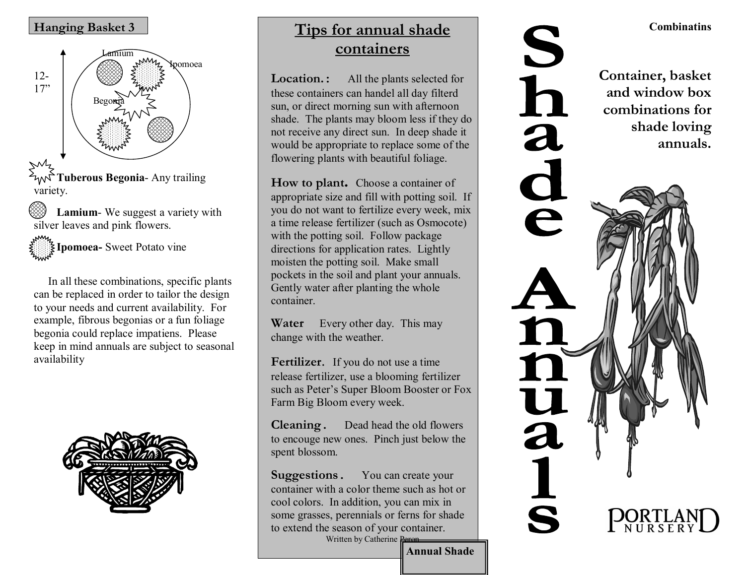## Hanging Basket 3

Lamium

Ipomoea

12-17"

Begonia

**Tuberous Begonia**- Any trailing variety.

**Lamium**- We suggest a variety with silver leaves and pink flowers.

**Ipomoea-** Sweet Potato vine

In all these combinations, specific plants can be replaced in order to tailor the design to your needs and current availability. For example, fibrous begonias or a fun foliage begonia could replace impatiens. Please keep in mind annuals are subject to seasonal availability

## Tips for annual shade containers

**Location.:** All the plants selected for these containers can handel all day filterd sun, or direct morning sun with afternoon shade. The plants may bloom less if they do not receive any direct sun. In deep shade it would be appropriate to replace some of the flowering plants with beautiful foliage.

**How to plant.** Choose a container of appropriate size and fill with potting soil. If you do not want to fertilize every week, mix a time release fertilizer (such as Osmocote) with the potting soil. Follow package directions for application rates. Lightly moisten the potting soil. Make small pockets in the soil and plant your annuals. Gently water after planting the whole container.

**Water** Every other day. This may change with the weather.

**Fertilizer.** If you do not use a time release fertilizer, use a blooming fertilizer such as Peter's Super Bloom Booster or Fox Farm Big Bloom every week.

**Cleaning.** Dead head the old flowers to encouge new ones. Pinch just below the spent blossom.

**Suggestions.** You can create your container with a color theme such as hot or cool colors. In addition, you can mix in some grasses, perennials or ferns for shade to extend the season of your container.

Written by Catherine Peron

**Annual Shade**

# Shade Annuals

**Combinatins**

**Container, basket and window box combinations for shade loving annuals.**

PORTLAND NURSERY